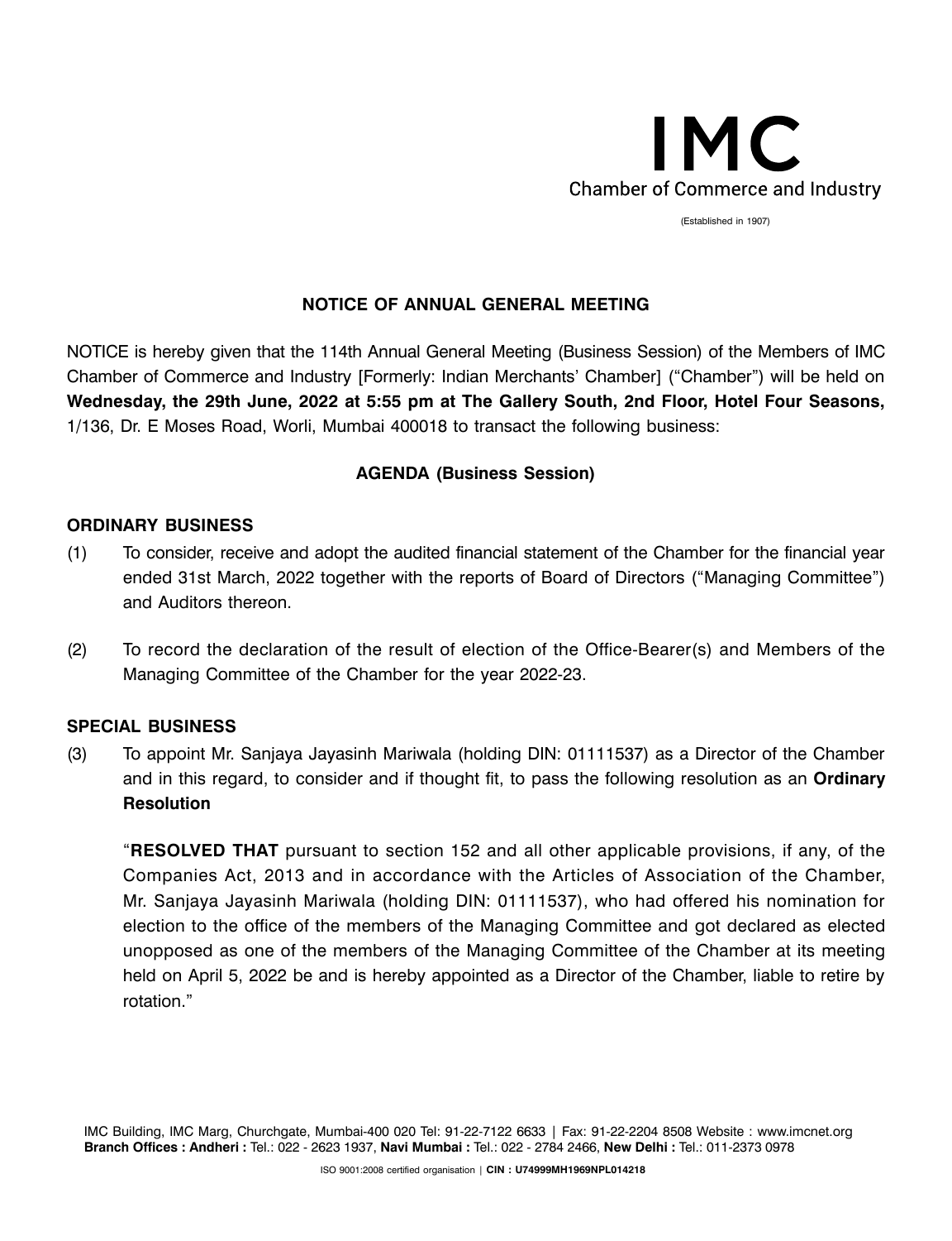# IMC

Chamber of Commerce and Industry

(Established in 1907)

## NOTICE OF ANNUAL GENERAL MEETING

NOTICE is hereby given that the 114th Annual General Meeting (Business Session) of the Members of IMC Chamber of Commerce and Industry [Formerly: Indian Merchants' Chamber] ("Chamber") will be held on **Wednesday, the 29th June, 2022 at 5:55 pm at The Gallery South, 2nd Floor, Hotel Four Seasons,** 1/136, Dr. E Moses Road, Worli, Mumbai 400018 to transact the following business:

### AGENDA (Business Session)

#### ORDINARY BUSINESS

(1) To consider, receive and adopt the audited financial statement of the Chamber for the financial year ended 31st March, 2022 together with the reports of Board of Directors ("Managing Committee") and Auditors thereon.

(2) To record the declaration of the result of election of the Office-Bearer(s) and Members of the Managing Committee of the Chamber for the year 2022-23.

#### SPECIAL BUSINESS

(3) To appoint Mr. Sanjaya Jayasinh Mariwala (holding DIN: 01111537) as a Director of the Chamber and in this regard, to consider and if thought fit, to pass the following resolution as an **Ordinary Resolution**

"**RESOLVED THAT** pursuant to section 152 and all other applicable provisions, if any, of the Companies Act, 2013 and in accordance with the Articles of Association of the Chamber, Mr. Sanjaya Jayasinh Mariwala (holding DIN: 01111537), who had offered his nomination for election to the office of the members of the Managing Committee and got declared as elected unopposed as one of the members of the Managing Committee of the Chamber at its meeting held on April 5, 2022 be and is hereby appointed as a Director of the Chamber, liable to retire by rotation."

IMC Building, IMC Marg, Churchgate, Mumbai-400 020 Tel: 91-22-7122 6633 | Fax: 91-22-2204 8508 Website : www.imcnet.org
**Branch Offices : Andheri :** Tel.: 022 - 2623 1937, **Navi Mumbai :** Tel.: 022 - 2784 2466, **New Delhi :** Tel.: 011-2373 0978

ISO 9001:2008 certified organisation | **CIN : U74999MH1969NPL014218**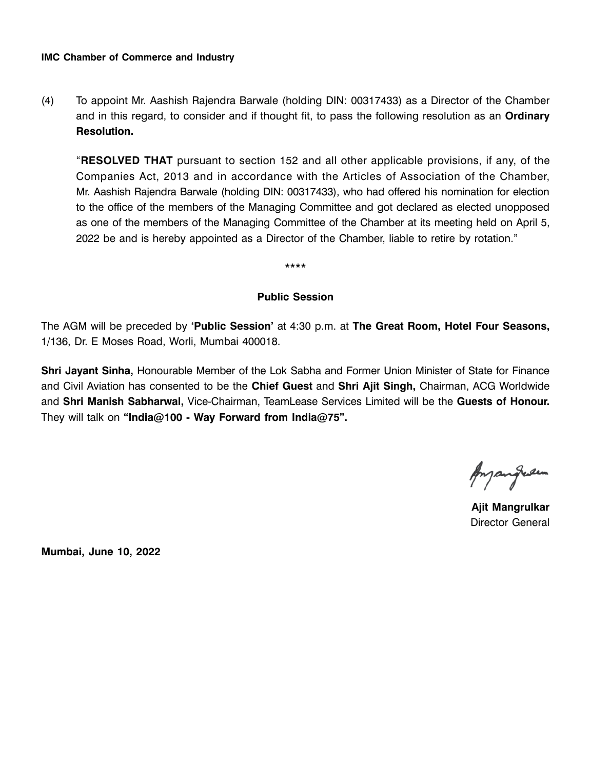(4) To appoint Mr. Aashish Rajendra Barwale (holding DIN: 00317433) as a Director of the Chamber and in this regard, to consider and if thought fit, to pass the following resolution as an **Ordinary Resolution.**

"**RESOLVED THAT** pursuant to section 152 and all other applicable provisions, if any, of the Companies Act, 2013 and in accordance with the Articles of Association of the Chamber, Mr. Aashish Rajendra Barwale (holding DIN: 00317433), who had offered his nomination for election to the office of the members of the Managing Committee and got declared as elected unopposed as one of the members of the Managing Committee of the Chamber at its meeting held on April 5, 2022 be and is hereby appointed as a Director of the Chamber, liable to retire by rotation."

****

## Public Session

The AGM will be preceded by **'Public Session'** at 4:30 p.m. at **The Great Room, Hotel Four Seasons,** 1/136, Dr. E Moses Road, Worli, Mumbai 400018.

**Shri Jayant Sinha,** Honourable Member of the Lok Sabha and Former Union Minister of State for Finance and Civil Aviation has consented to be the **Chief Guest** and **Shri Ajit Singh,** Chairman, ACG Worldwide and **Shri Manish Sabharwal,** Vice-Chairman, TeamLease Services Limited will be the **Guests of Honour.** They will talk on **"India@100 - Way Forward from India@75".**

**Ajit Mangrulkar**
Director General

**Mumbai, June 10, 2022**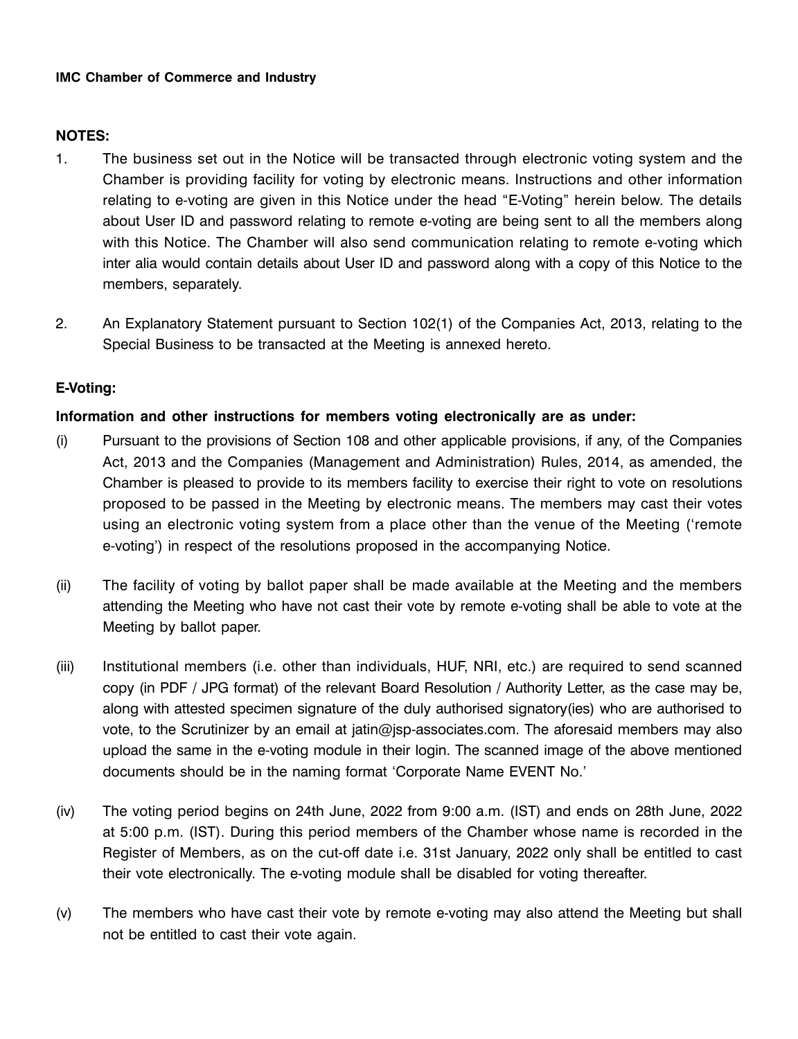**IMC Chamber of Commerce and Industry**

**NOTES:**

1. The business set out in the Notice will be transacted through electronic voting system and the Chamber is providing facility for voting by electronic means. Instructions and other information relating to e-voting are given in this Notice under the head "E-Voting" herein below. The details about User ID and password relating to remote e-voting are being sent to all the members along with this Notice. The Chamber will also send communication relating to remote e-voting which inter alia would contain details about User ID and password along with a copy of this Notice to the members, separately.

2. An Explanatory Statement pursuant to Section 102(1) of the Companies Act, 2013, relating to the Special Business to be transacted at the Meeting is annexed hereto.

**E-Voting:**

**Information and other instructions for members voting electronically are as under:**

(i) Pursuant to the provisions of Section 108 and other applicable provisions, if any, of the Companies Act, 2013 and the Companies (Management and Administration) Rules, 2014, as amended, the Chamber is pleased to provide to its members facility to exercise their right to vote on resolutions proposed to be passed in the Meeting by electronic means. The members may cast their votes using an electronic voting system from a place other than the venue of the Meeting ('remote e-voting') in respect of the resolutions proposed in the accompanying Notice.

(ii) The facility of voting by ballot paper shall be made available at the Meeting and the members attending the Meeting who have not cast their vote by remote e-voting shall be able to vote at the Meeting by ballot paper.

(iii) Institutional members (i.e. other than individuals, HUF, NRI, etc.) are required to send scanned copy (in PDF / JPG format) of the relevant Board Resolution / Authority Letter, as the case may be, along with attested specimen signature of the duly authorised signatory(ies) who are authorised to vote, to the Scrutinizer by an email at jatin@jsp-associates.com. The aforesaid members may also upload the same in the e-voting module in their login. The scanned image of the above mentioned documents should be in the naming format 'Corporate Name EVENT No.'

(iv) The voting period begins on 24th June, 2022 from 9:00 a.m. (IST) and ends on 28th June, 2022 at 5:00 p.m. (IST). During this period members of the Chamber whose name is recorded in the Register of Members, as on the cut-off date i.e. 31st January, 2022 only shall be entitled to cast their vote electronically. The e-voting module shall be disabled for voting thereafter.

(v) The members who have cast their vote by remote e-voting may also attend the Meeting but shall not be entitled to cast their vote again.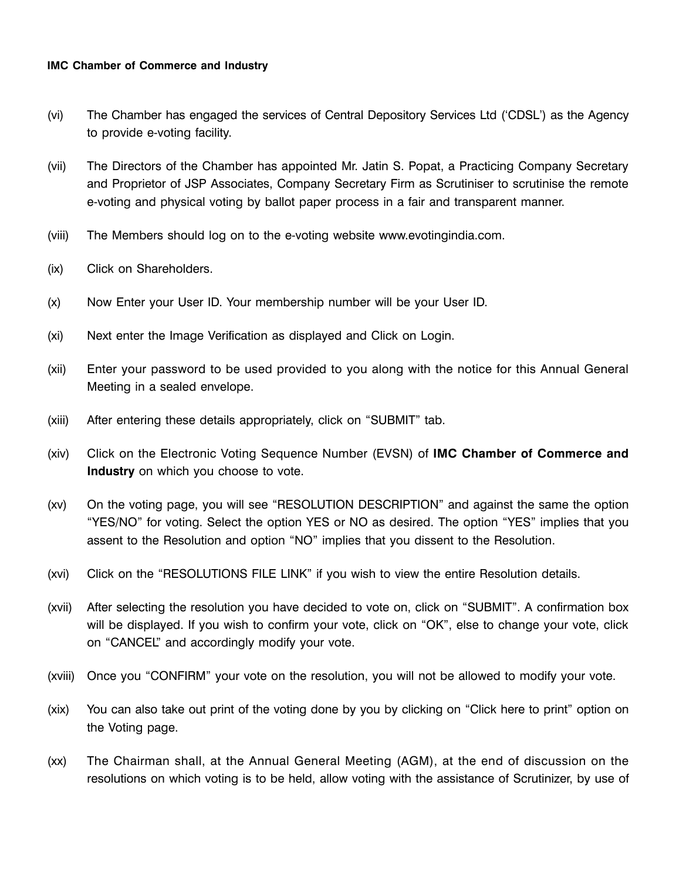(vi) The Chamber has engaged the services of Central Depository Services Ltd ('CDSL') as the Agency to provide e-voting facility.

(vii) The Directors of the Chamber has appointed Mr. Jatin S. Popat, a Practicing Company Secretary and Proprietor of JSP Associates, Company Secretary Firm as Scrutiniser to scrutinise the remote e-voting and physical voting by ballot paper process in a fair and transparent manner.

(viii) The Members should log on to the e-voting website www.evotingindia.com.

(ix) Click on Shareholders.

(x) Now Enter your User ID. Your membership number will be your User ID.

(xi) Next enter the Image Verification as displayed and Click on Login.

(xii) Enter your password to be used provided to you along with the notice for this Annual General Meeting in a sealed envelope.

(xiii) After entering these details appropriately, click on "SUBMIT" tab.

(xiv) Click on the Electronic Voting Sequence Number (EVSN) of **IMC Chamber of Commerce and Industry** on which you choose to vote.

(xv) On the voting page, you will see "RESOLUTION DESCRIPTION" and against the same the option "YES/NO" for voting. Select the option YES or NO as desired. The option "YES" implies that you assent to the Resolution and option "NO" implies that you dissent to the Resolution.

(xvi) Click on the "RESOLUTIONS FILE LINK" if you wish to view the entire Resolution details.

(xvii) After selecting the resolution you have decided to vote on, click on "SUBMIT". A confirmation box will be displayed. If you wish to confirm your vote, click on "OK", else to change your vote, click on "CANCEL" and accordingly modify your vote.

(xviii) Once you "CONFIRM" your vote on the resolution, you will not be allowed to modify your vote.

(xix) You can also take out print of the voting done by you by clicking on "Click here to print" option on the Voting page.

(xx) The Chairman shall, at the Annual General Meeting (AGM), at the end of discussion on the resolutions on which voting is to be held, allow voting with the assistance of Scrutinizer, by use of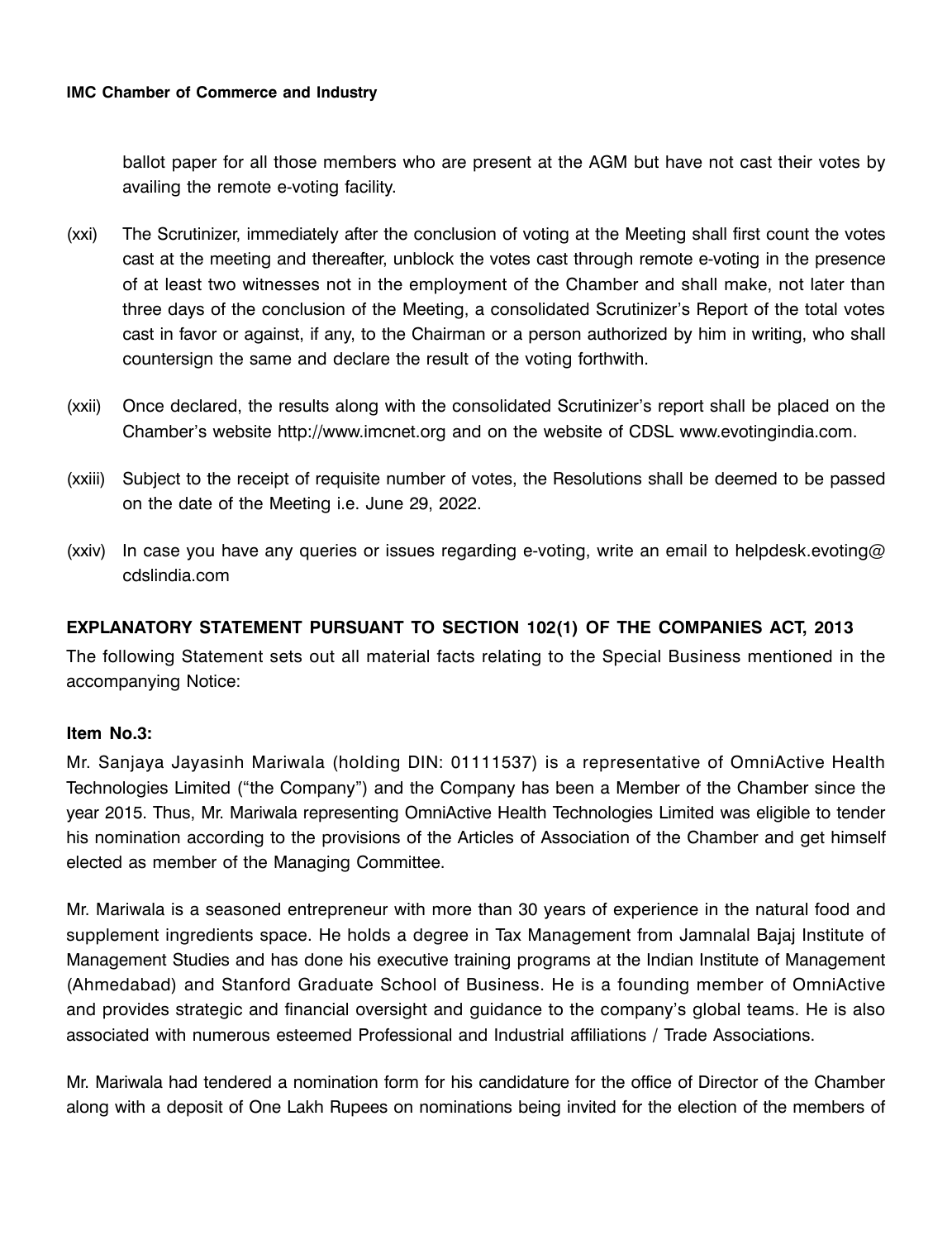ballot paper for all those members who are present at the AGM but have not cast their votes by availing the remote e-voting facility.

(xxi) The Scrutinizer, immediately after the conclusion of voting at the Meeting shall first count the votes cast at the meeting and thereafter, unblock the votes cast through remote e-voting in the presence of at least two witnesses not in the employment of the Chamber and shall make, not later than three days of the conclusion of the Meeting, a consolidated Scrutinizer's Report of the total votes cast in favor or against, if any, to the Chairman or a person authorized by him in writing, who shall countersign the same and declare the result of the voting forthwith.

(xxii) Once declared, the results along with the consolidated Scrutinizer's report shall be placed on the Chamber's website http://www.imcnet.org and on the website of CDSL www.evotingindia.com.

(xxiii) Subject to the receipt of requisite number of votes, the Resolutions shall be deemed to be passed on the date of the Meeting i.e. June 29, 2022.

(xxiv) In case you have any queries or issues regarding e-voting, write an email to helpdesk.evoting@cdslindia.com

**EXPLANATORY STATEMENT PURSUANT TO SECTION 102(1) OF THE COMPANIES ACT, 2013**

The following Statement sets out all material facts relating to the Special Business mentioned in the accompanying Notice:

**Item No.3:**

Mr. Sanjaya Jayasinh Mariwala (holding DIN: 01111537) is a representative of OmniActive Health Technologies Limited ("the Company") and the Company has been a Member of the Chamber since the year 2015. Thus, Mr. Mariwala representing OmniActive Health Technologies Limited was eligible to tender his nomination according to the provisions of the Articles of Association of the Chamber and get himself elected as member of the Managing Committee.

Mr. Mariwala is a seasoned entrepreneur with more than 30 years of experience in the natural food and supplement ingredients space. He holds a degree in Tax Management from Jamnalal Bajaj Institute of Management Studies and has done his executive training programs at the Indian Institute of Management (Ahmedabad) and Stanford Graduate School of Business. He is a founding member of OmniActive and provides strategic and financial oversight and guidance to the company's global teams. He is also associated with numerous esteemed Professional and Industrial affiliations / Trade Associations.

Mr. Mariwala had tendered a nomination form for his candidature for the office of Director of the Chamber along with a deposit of One Lakh Rupees on nominations being invited for the election of the members of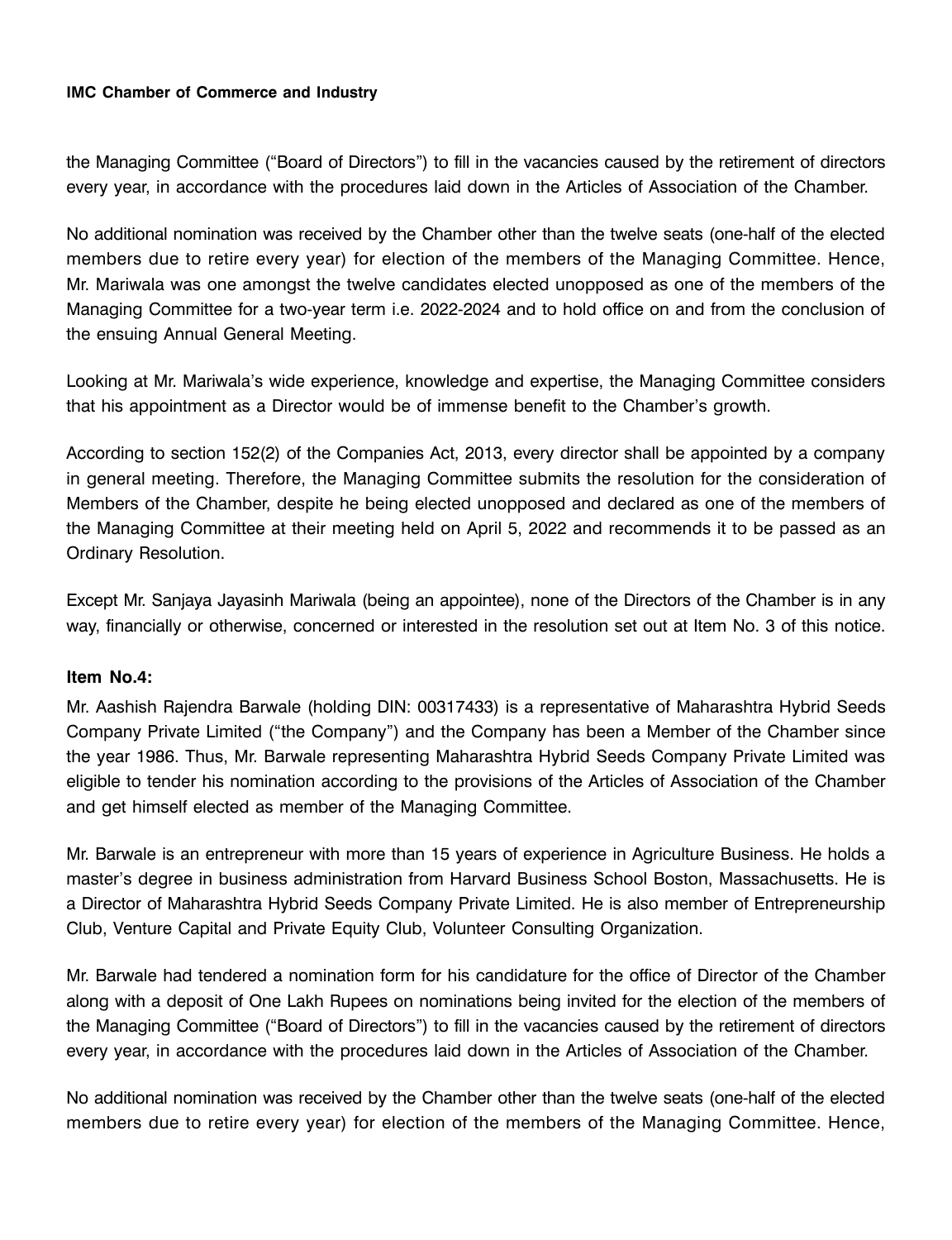the Managing Committee ("Board of Directors") to fill in the vacancies caused by the retirement of directors every year, in accordance with the procedures laid down in the Articles of Association of the Chamber.

No additional nomination was received by the Chamber other than the twelve seats (one-half of the elected members due to retire every year) for election of the members of the Managing Committee. Hence, Mr. Mariwala was one amongst the twelve candidates elected unopposed as one of the members of the Managing Committee for a two-year term i.e. 2022-2024 and to hold office on and from the conclusion of the ensuing Annual General Meeting.

Looking at Mr. Mariwala's wide experience, knowledge and expertise, the Managing Committee considers that his appointment as a Director would be of immense benefit to the Chamber's growth.

According to section 152(2) of the Companies Act, 2013, every director shall be appointed by a company in general meeting. Therefore, the Managing Committee submits the resolution for the consideration of Members of the Chamber, despite he being elected unopposed and declared as one of the members of the Managing Committee at their meeting held on April 5, 2022 and recommends it to be passed as an Ordinary Resolution.

Except Mr. Sanjaya Jayasinh Mariwala (being an appointee), none of the Directors of the Chamber is in any way, financially or otherwise, concerned or interested in the resolution set out at Item No. 3 of this notice.

**Item No.4:**

Mr. Aashish Rajendra Barwale (holding DIN: 00317433) is a representative of Maharashtra Hybrid Seeds Company Private Limited ("the Company") and the Company has been a Member of the Chamber since the year 1986. Thus, Mr. Barwale representing Maharashtra Hybrid Seeds Company Private Limited was eligible to tender his nomination according to the provisions of the Articles of Association of the Chamber and get himself elected as member of the Managing Committee.

Mr. Barwale is an entrepreneur with more than 15 years of experience in Agriculture Business. He holds a master's degree in business administration from Harvard Business School Boston, Massachusetts. He is a Director of Maharashtra Hybrid Seeds Company Private Limited. He is also member of Entrepreneurship Club, Venture Capital and Private Equity Club, Volunteer Consulting Organization.

Mr. Barwale had tendered a nomination form for his candidature for the office of Director of the Chamber along with a deposit of One Lakh Rupees on nominations being invited for the election of the members of the Managing Committee ("Board of Directors") to fill in the vacancies caused by the retirement of directors every year, in accordance with the procedures laid down in the Articles of Association of the Chamber.

No additional nomination was received by the Chamber other than the twelve seats (one-half of the elected members due to retire every year) for election of the members of the Managing Committee. Hence,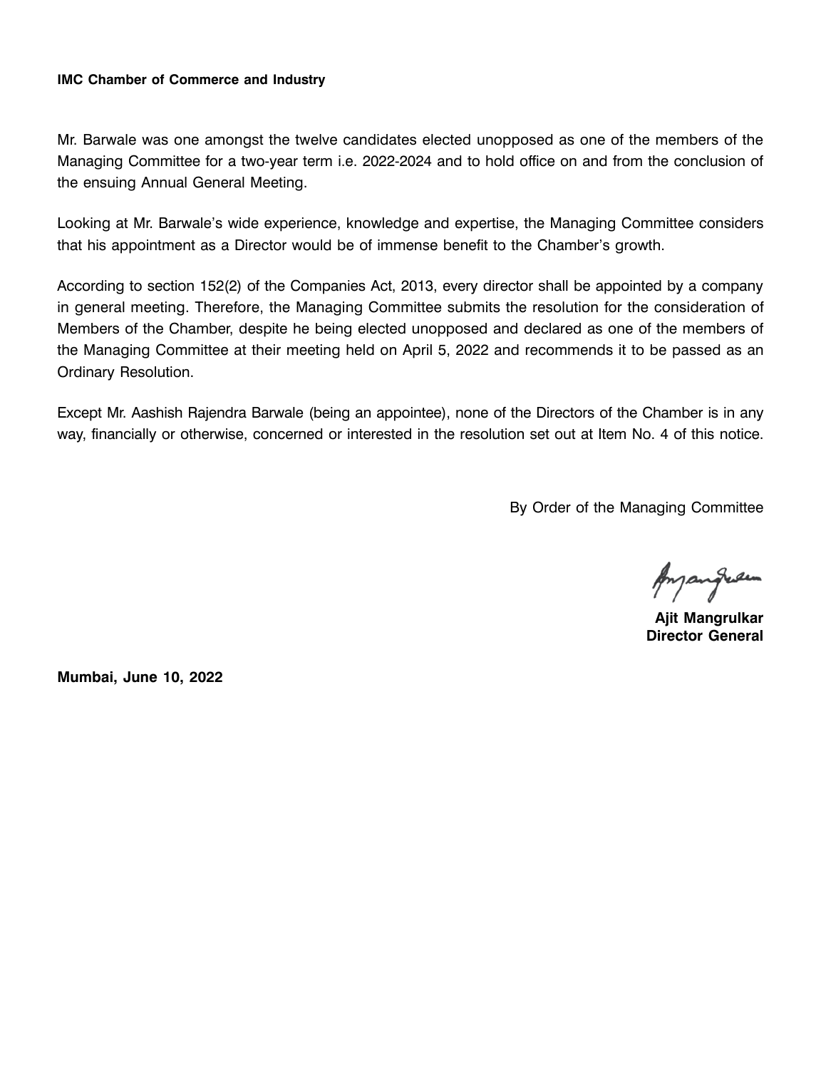Mr. Barwale was one amongst the twelve candidates elected unopposed as one of the members of the Managing Committee for a two-year term i.e. 2022-2024 and to hold office on and from the conclusion of the ensuing Annual General Meeting.

Looking at Mr. Barwale's wide experience, knowledge and expertise, the Managing Committee considers that his appointment as a Director would be of immense benefit to the Chamber's growth.

According to section 152(2) of the Companies Act, 2013, every director shall be appointed by a company in general meeting. Therefore, the Managing Committee submits the resolution for the consideration of Members of the Chamber, despite he being elected unopposed and declared as one of the members of the Managing Committee at their meeting held on April 5, 2022 and recommends it to be passed as an Ordinary Resolution.

Except Mr. Aashish Rajendra Barwale (being an appointee), none of the Directors of the Chamber is in any way, financially or otherwise, concerned or interested in the resolution set out at Item No. 4 of this notice.

By Order of the Managing Committee

**Ajit Mangrulkar**
**Director General**

**Mumbai, June 10, 2022**